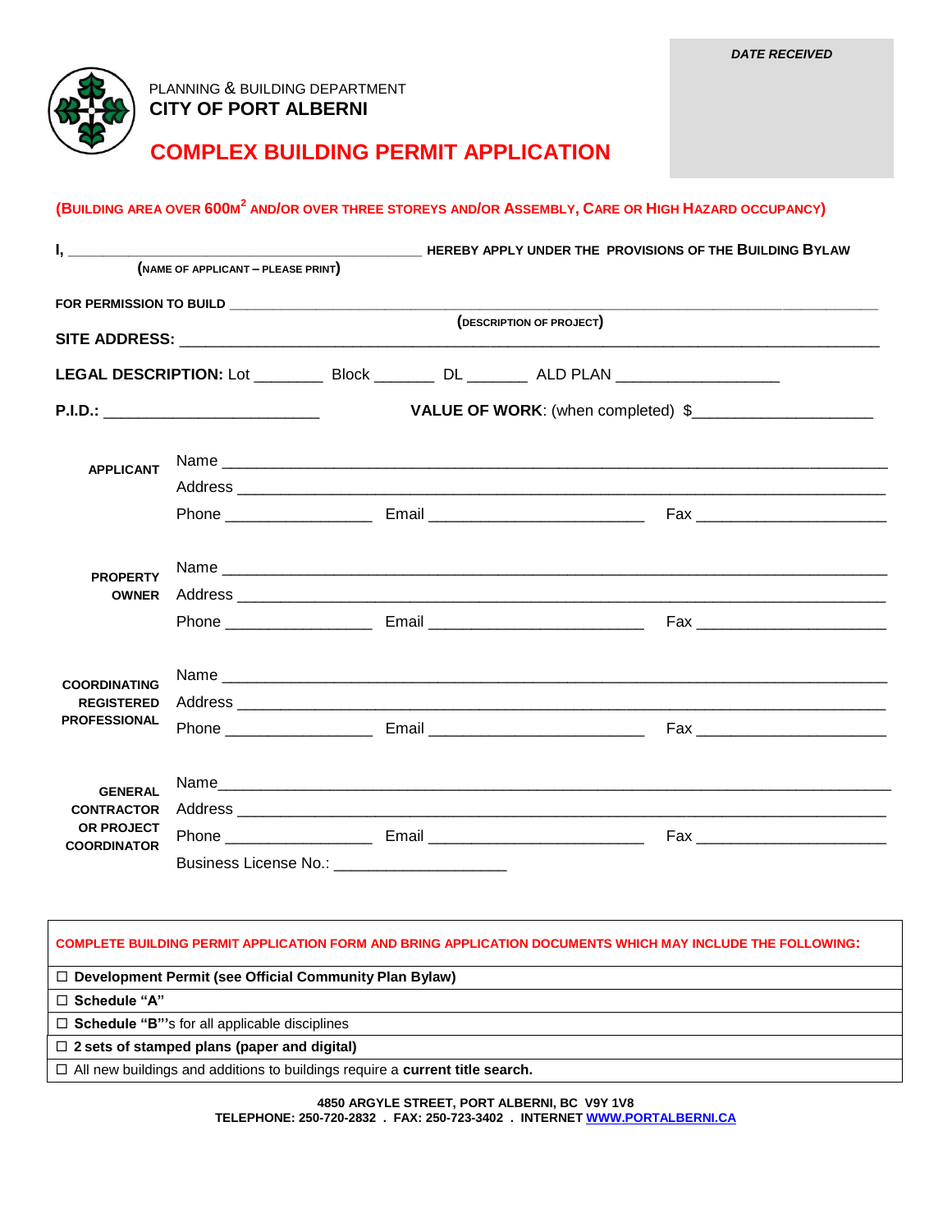PLANNING & BUILDING DEPARTMENT

**CITY OF PORT ALBERNI**

*DATE RECEIVED*

# COMPLEX BUILDING PERMIT APPLICATION

**(BUILDING AREA OVER 600M$^2$ AND/OR OVER THREE STOREYS AND/OR ASSEMBLY, CARE OR HIGH HAZARD OCCUPANCY)**

**I,** _____________________________________________ **HEREBY APPLY UNDER THE PROVISIONS OF THE BUILDING BYLAW**

**(NAME OF APPLICANT – PLEASE PRINT)**

**FOR PERMISSION TO BUILD** ______________________________________________________________________

**(DESCRIPTION OF PROJECT)**

**SITE ADDRESS:** ______________________________________________________________________

**LEGAL DESCRIPTION:** Lot ________ Block _______ DL _______ ALD PLAN ___________________

**P.I.D.:** _________________________ **VALUE OF WORK**: (when completed) $_____________________

**APPLICANT**

Name ______________________________________________________________________

Address ______________________________________________________________________

Phone ________________ Email ________________________ Fax _____________________

**PROPERTY OWNER**

Name ______________________________________________________________________

Address ______________________________________________________________________

Phone ________________ Email ________________________ Fax _____________________

**COORDINATING REGISTERED PROFESSIONAL**

Name ______________________________________________________________________

Address ______________________________________________________________________

Phone ________________ Email ________________________ Fax _____________________

**GENERAL CONTRACTOR OR PROJECT COORDINATOR**

Name ______________________________________________________________________

Address ______________________________________________________________________

Phone ________________ Email ________________________ Fax _____________________

Business License No.: ____________________

| COMPLETE BUILDING PERMIT APPLICATION FORM AND BRING APPLICATION DOCUMENTS WHICH MAY INCLUDE THE FOLLOWING: |
|---|
| ☐ **Development Permit (see Official Community Plan Bylaw)** |
| ☐ **Schedule "A"** |
| ☐ **Schedule "B"**'s for all applicable disciplines |
| ☐ **2 sets of stamped plans (paper and digital)** |
| ☐ All new buildings and additions to buildings require a **current title search.** |

**4850 ARGYLE STREET, PORT ALBERNI, BC V9Y 1V8**
**TELEPHONE: 250-720-2832 . FAX: 250-723-3402 . INTERNET WWW.PORTALBERNI.CA**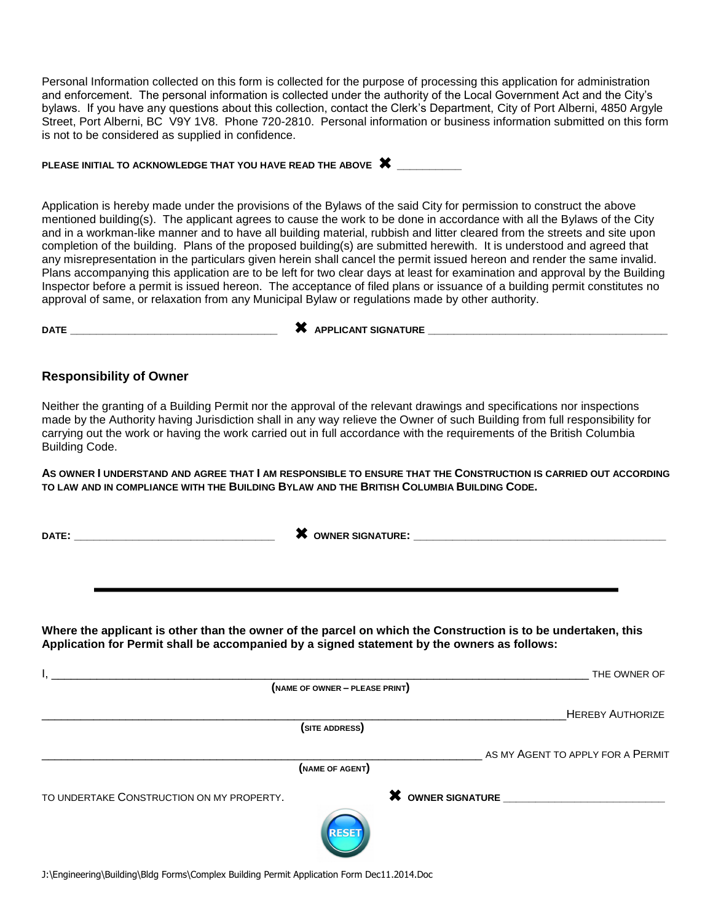Personal Information collected on this form is collected for the purpose of processing this application for administration and enforcement. The personal information is collected under the authority of the Local Government Act and the City's bylaws. If you have any questions about this collection, contact the Clerk's Department, City of Port Alberni, 4850 Argyle Street, Port Alberni, BC V9Y 1V8. Phone 720-2810. Personal information or business information submitted on this form is not to be considered as supplied in confidence.

**PLEASE INITIAL TO ACKNOWLEDGE THAT YOU HAVE READ THE ABOVE** ✖ ___________

Application is hereby made under the provisions of the Bylaws of the said City for permission to construct the above mentioned building(s). The applicant agrees to cause the work to be done in accordance with all the Bylaws of the City and in a workman-like manner and to have all building material, rubbish and litter cleared from the streets and site upon completion of the building. Plans of the proposed building(s) are submitted herewith. It is understood and agreed that any misrepresentation in the particulars given herein shall cancel the permit issued hereon and render the same invalid. Plans accompanying this application are to be left for two clear days at least for examination and approval by the Building Inspector before a permit is issued hereon. The acceptance of filed plans or issuance of a building permit constitutes no approval of same, or relaxation from any Municipal Bylaw or regulations made by other authority.

**DATE** ____________________________________ ✖ **APPLICANT SIGNATURE** ___________________________________________

## Responsibility of Owner

Neither the granting of a Building Permit nor the approval of the relevant drawings and specifications nor inspections made by the Authority having Jurisdiction shall in any way relieve the Owner of such Building from full responsibility for carrying out the work or having the work carried out in full accordance with the requirements of the British Columbia Building Code.

**AS OWNER I UNDERSTAND AND AGREE THAT I AM RESPONSIBLE TO ENSURE THAT THE CONSTRUCTION IS CARRIED OUT ACCORDING TO LAW AND IN COMPLIANCE WITH THE BUILDING BYLAW AND THE BRITISH COLUMBIA BUILDING CODE.**

**DATE:** ___________________________________ ✖ **OWNER SIGNATURE:** _____________________________________________

---

**Where the applicant is other than the owner of the parcel on which the Construction is to be undertaken, this Application for Permit shall be accompanied by a signed statement by the owners as follows:**

I, ___________________________________________________________________________________ THE OWNER OF
(NAME OF OWNER – PLEASE PRINT)

___________________________________________________________________________________ HEREBY AUTHORIZE
(SITE ADDRESS)

___________________________________________________________________________ AS MY AGENT TO APPLY FOR A PERMIT
(NAME OF AGENT)

TO UNDERTAKE CONSTRUCTION ON MY PROPERTY. ✖ **OWNER SIGNATURE** ____________________________

RESET

J:\Engineering\Building\Bldg Forms\Complex Building Permit Application Form Dec11.2014.Doc